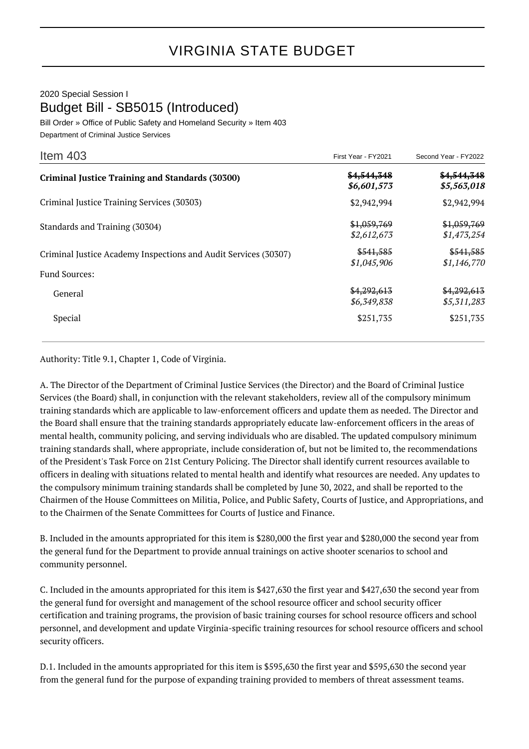# VIRGINIA STATE BUDGET

2020 Special Session I

## Budget Bill - SB5015 (Introduced)

Bill Order » Office of Public Safety and Homeland Security » Item 403

Department of Criminal Justice Services

| Item 403 | First Year - FY2021 | Second Year - FY2022 |
|---|---|---|
| **Criminal Justice Training and Standards (30300)** | ~~$4,544,348~~ *$6,601,573* | ~~$4,544,348~~ *$5,563,018* |
| Criminal Justice Training Services (30303) | $2,942,994 | $2,942,994 |
| Standards and Training (30304) | ~~$1,059,769~~ *$2,612,673* | ~~$1,059,769~~ *$1,473,254* |
| Criminal Justice Academy Inspections and Audit Services (30307) | ~~$541,585~~ *$1,045,906* | ~~$541,585~~ *$1,146,770* |
| Fund Sources: | | |
| General | ~~$4,292,613~~ *$6,349,838* | ~~$4,292,613~~ *$5,311,283* |
| Special | $251,735 | $251,735 |

Authority: Title 9.1, Chapter 1, Code of Virginia.

A. The Director of the Department of Criminal Justice Services (the Director) and the Board of Criminal Justice Services (the Board) shall, in conjunction with the relevant stakeholders, review all of the compulsory minimum training standards which are applicable to law-enforcement officers and update them as needed. The Director and the Board shall ensure that the training standards appropriately educate law-enforcement officers in the areas of mental health, community policing, and serving individuals who are disabled. The updated compulsory minimum training standards shall, where appropriate, include consideration of, but not be limited to, the recommendations of the President's Task Force on 21st Century Policing. The Director shall identify current resources available to officers in dealing with situations related to mental health and identify what resources are needed. Any updates to the compulsory minimum training standards shall be completed by June 30, 2022, and shall be reported to the Chairmen of the House Committees on Militia, Police, and Public Safety, Courts of Justice, and Appropriations, and to the Chairmen of the Senate Committees for Courts of Justice and Finance.

B. Included in the amounts appropriated for this item is $280,000 the first year and $280,000 the second year from the general fund for the Department to provide annual trainings on active shooter scenarios to school and community personnel.

C. Included in the amounts appropriated for this item is $427,630 the first year and $427,630 the second year from the general fund for oversight and management of the school resource officer and school security officer certification and training programs, the provision of basic training courses for school resource officers and school personnel, and development and update Virginia-specific training resources for school resource officers and school security officers.

D.1. Included in the amounts appropriated for this item is $595,630 the first year and $595,630 the second year from the general fund for the purpose of expanding training provided to members of threat assessment teams.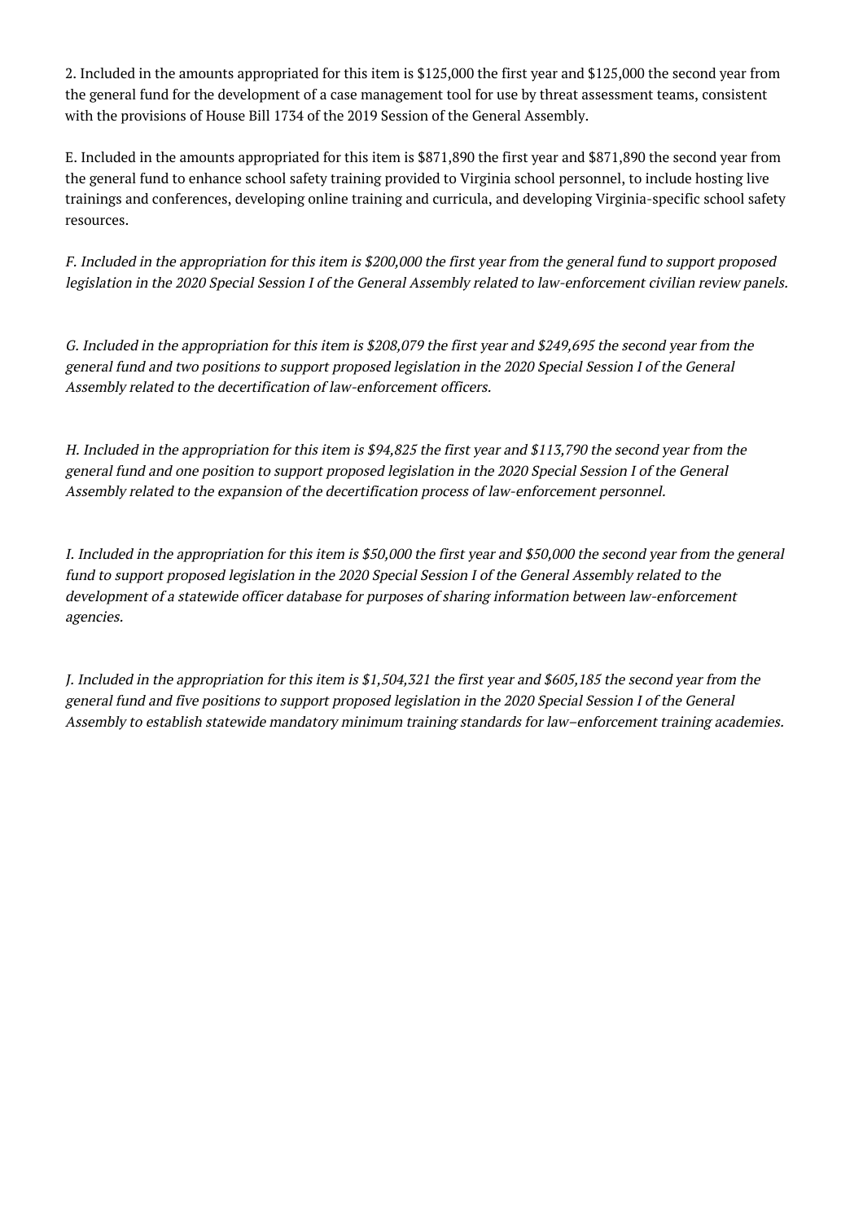2. Included in the amounts appropriated for this item is $125,000 the first year and $125,000 the second year from the general fund for the development of a case management tool for use by threat assessment teams, consistent with the provisions of House Bill 1734 of the 2019 Session of the General Assembly.

E. Included in the amounts appropriated for this item is $871,890 the first year and $871,890 the second year from the general fund to enhance school safety training provided to Virginia school personnel, to include hosting live trainings and conferences, developing online training and curricula, and developing Virginia-specific school safety resources.

*F. Included in the appropriation for this item is $200,000 the first year from the general fund to support proposed legislation in the 2020 Special Session I of the General Assembly related to law-enforcement civilian review panels.*

*G. Included in the appropriation for this item is $208,079 the first year and $249,695 the second year from the general fund and two positions to support proposed legislation in the 2020 Special Session I of the General Assembly related to the decertification of law-enforcement officers.*

*H. Included in the appropriation for this item is $94,825 the first year and $113,790 the second year from the general fund and one position to support proposed legislation in the 2020 Special Session I of the General Assembly related to the expansion of the decertification process of law-enforcement personnel.*

*I. Included in the appropriation for this item is $50,000 the first year and $50,000 the second year from the general fund to support proposed legislation in the 2020 Special Session I of the General Assembly related to the development of a statewide officer database for purposes of sharing information between law-enforcement agencies.*

*J. Included in the appropriation for this item is $1,504,321 the first year and $605,185 the second year from the general fund and five positions to support proposed legislation in the 2020 Special Session I of the General Assembly to establish statewide mandatory minimum training standards for law–enforcement training academies.*